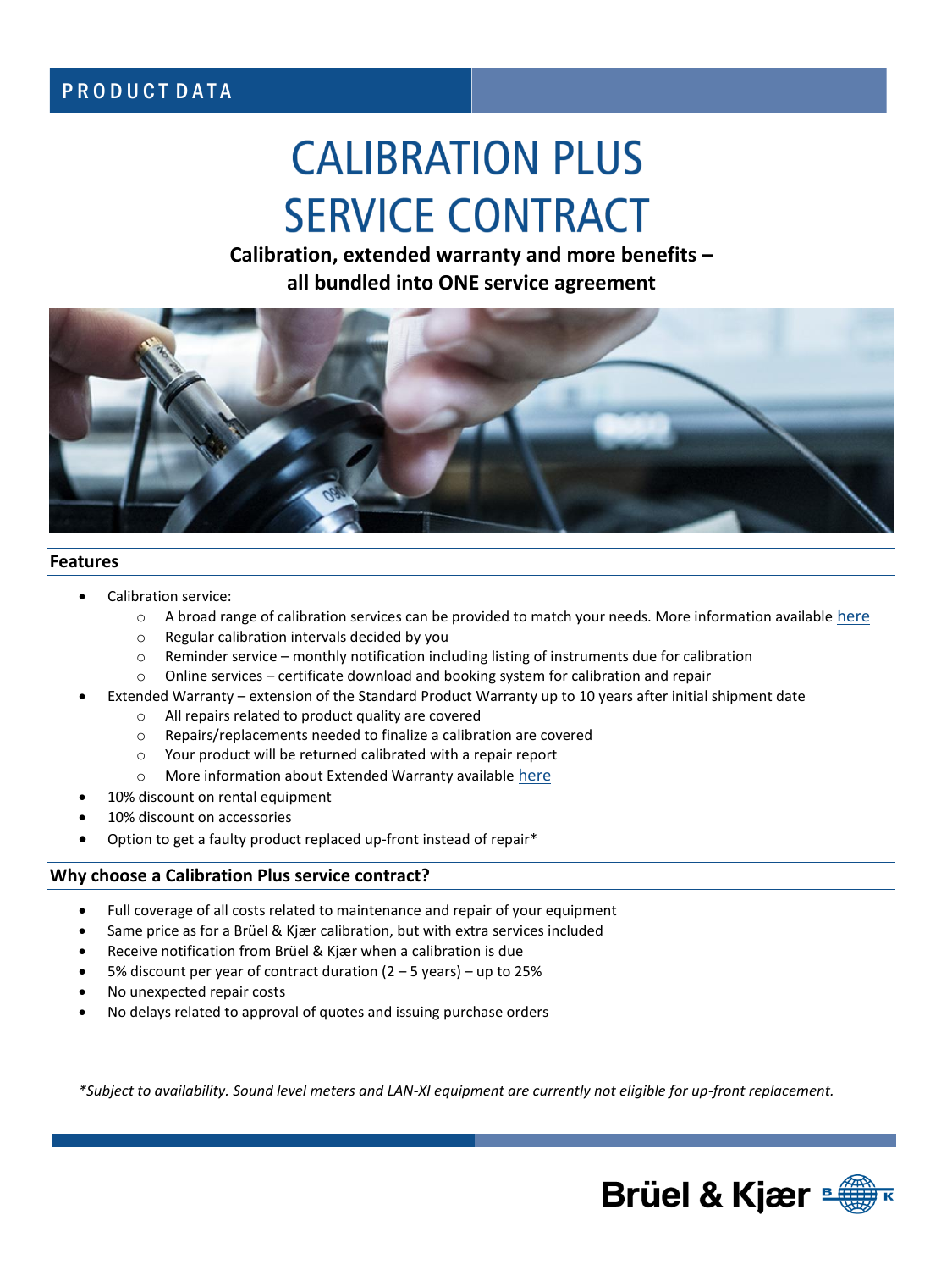PRODUCT DATA

# CALIBRATION PLUS SERVICE CONTRACT

**Calibration, extended warranty and more benefits – all bundled into ONE service agreement**

## Features

- Calibration service:
  - A broad range of calibration services can be provided to match your needs. More information available here
  - Regular calibration intervals decided by you
  - Reminder service – monthly notification including listing of instruments due for calibration
  - Online services – certificate download and booking system for calibration and repair
- Extended Warranty – extension of the Standard Product Warranty up to 10 years after initial shipment date
  - All repairs related to product quality are covered
  - Repairs/replacements needed to finalize a calibration are covered
  - Your product will be returned calibrated with a repair report
  - More information about Extended Warranty available here
- 10% discount on rental equipment
- 10% discount on accessories
- Option to get a faulty product replaced up-front instead of repair*

## Why choose a Calibration Plus service contract?

- Full coverage of all costs related to maintenance and repair of your equipment
- Same price as for a Brüel & Kjær calibration, but with extra services included
- Receive notification from Brüel & Kjær when a calibration is due
- 5% discount per year of contract duration (2 – 5 years) – up to 25%
- No unexpected repair costs
- No delays related to approval of quotes and issuing purchase orders

*\*Subject to availability. Sound level meters and LAN-XI equipment are currently not eligible for up-front replacement.*

Brüel & Kjær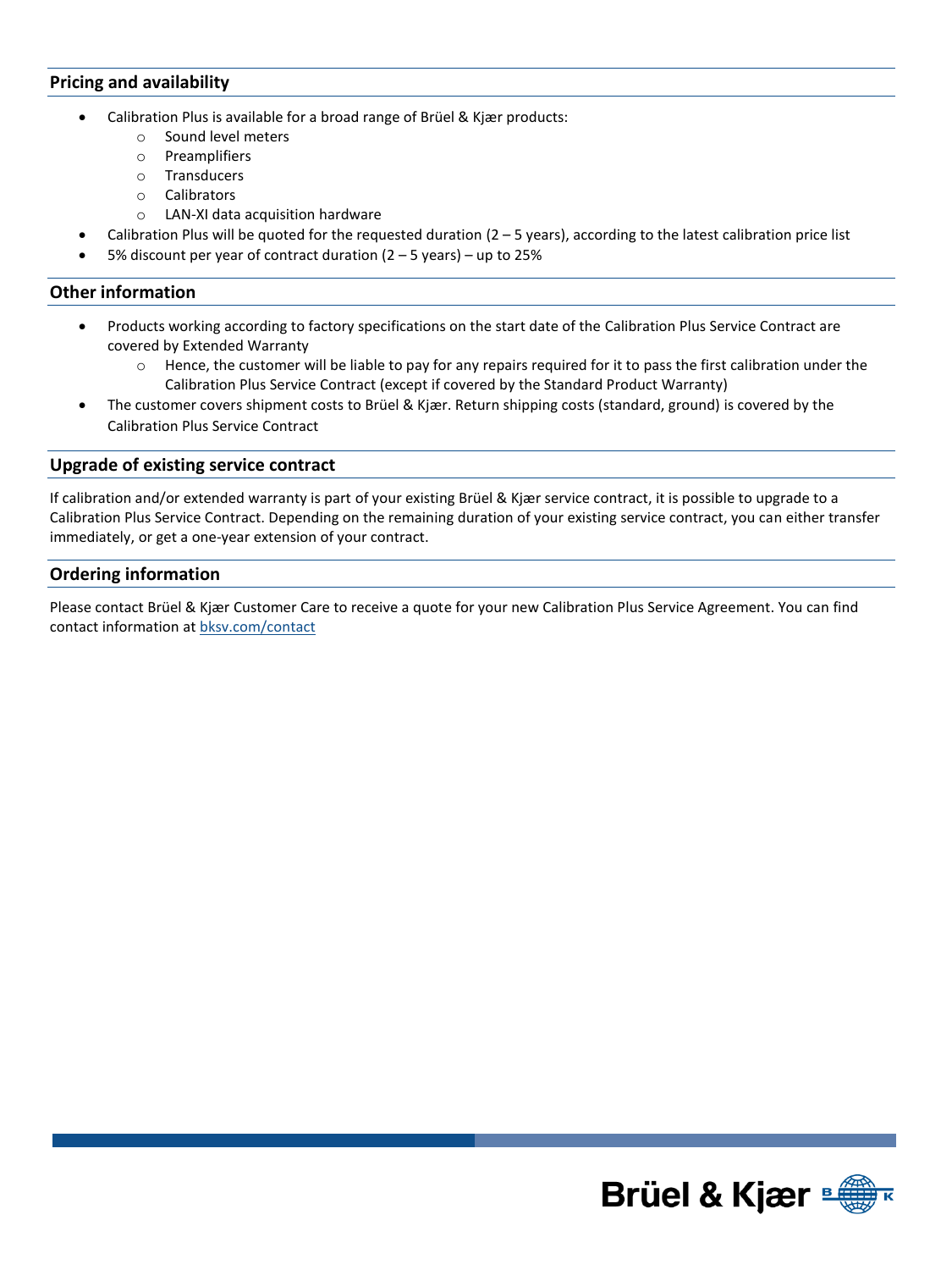## Pricing and availability

- Calibration Plus is available for a broad range of Brüel & Kjær products:
  - Sound level meters
  - Preamplifiers
  - Transducers
  - Calibrators
  - LAN-XI data acquisition hardware
- Calibration Plus will be quoted for the requested duration (2 – 5 years), according to the latest calibration price list
- 5% discount per year of contract duration (2 – 5 years) – up to 25%

## Other information

- Products working according to factory specifications on the start date of the Calibration Plus Service Contract are covered by Extended Warranty
  - Hence, the customer will be liable to pay for any repairs required for it to pass the first calibration under the Calibration Plus Service Contract (except if covered by the Standard Product Warranty)
- The customer covers shipment costs to Brüel & Kjær. Return shipping costs (standard, ground) is covered by the Calibration Plus Service Contract

## Upgrade of existing service contract

If calibration and/or extended warranty is part of your existing Brüel & Kjær service contract, it is possible to upgrade to a Calibration Plus Service Contract. Depending on the remaining duration of your existing service contract, you can either transfer immediately, or get a one-year extension of your contract.

## Ordering information

Please contact Brüel & Kjær Customer Care to receive a quote for your new Calibration Plus Service Agreement. You can find contact information at bksv.com/contact

Brüel & Kjær